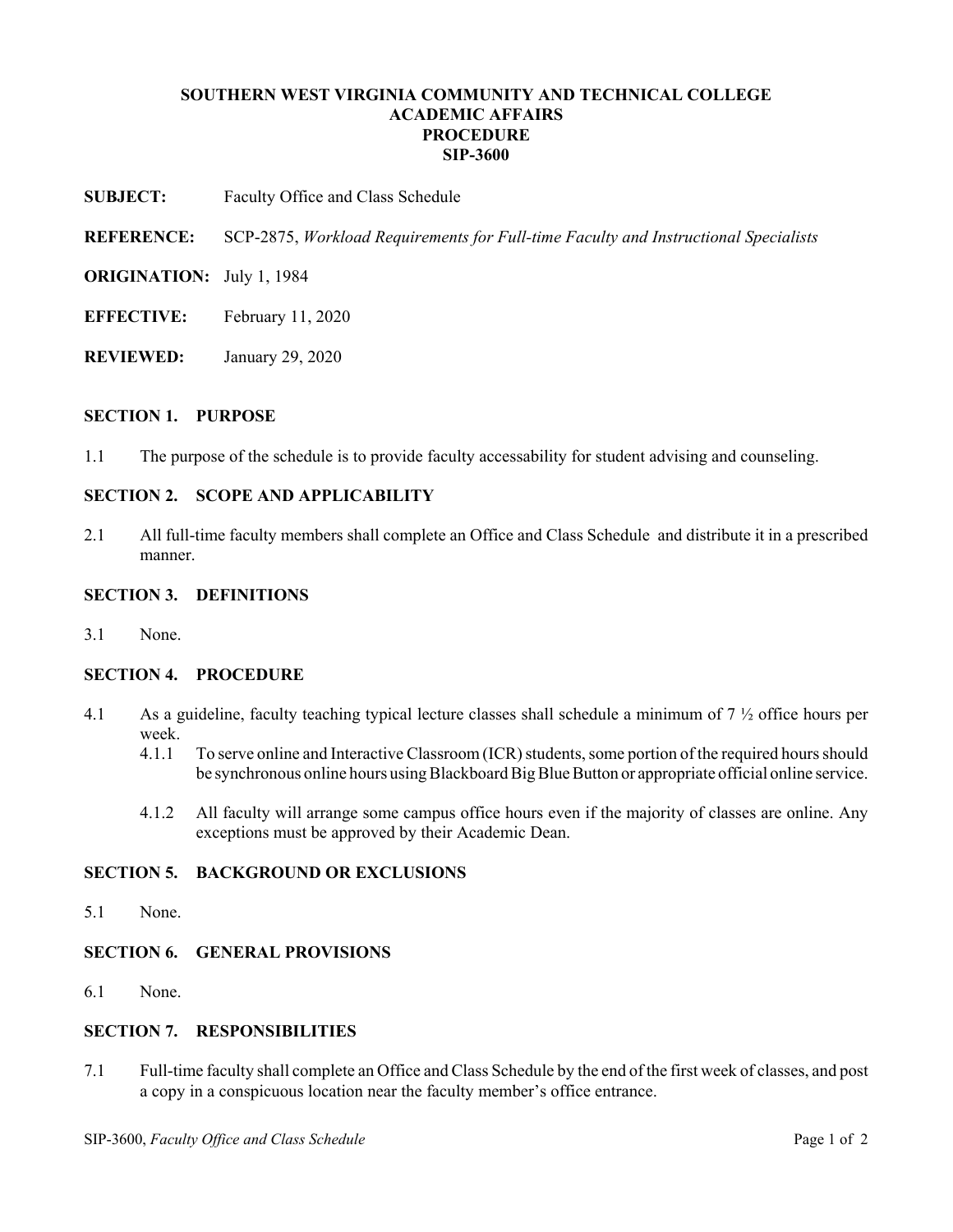# SOUTHERN WEST VIRGINIA COMMUNITY AND TECHNICAL COLLEGE
## ACADEMIC AFFAIRS
## PROCEDURE
## SIP-3600

**SUBJECT:** Faculty Office and Class Schedule

**REFERENCE:** SCP-2875, *Workload Requirements for Full-time Faculty and Instructional Specialists*

**ORIGINATION:** July 1, 1984

**EFFECTIVE:** February 11, 2020

**REVIEWED:** January 29, 2020

### SECTION 1. PURPOSE

1.1 The purpose of the schedule is to provide faculty accessability for student advising and counseling.

### SECTION 2. SCOPE AND APPLICABILITY

2.1 All full-time faculty members shall complete an Office and Class Schedule and distribute it in a prescribed manner.

### SECTION 3. DEFINITIONS

3.1 None.

### SECTION 4. PROCEDURE

4.1 As a guideline, faculty teaching typical lecture classes shall schedule a minimum of 7 ½ office hours per week.

- 4.1.1 To serve online and Interactive Classroom (ICR) students, some portion of the required hours should be synchronous online hours using Blackboard Big Blue Button or appropriate official online service.

- 4.1.2 All faculty will arrange some campus office hours even if the majority of classes are online. Any exceptions must be approved by their Academic Dean.

### SECTION 5. BACKGROUND OR EXCLUSIONS

5.1 None.

### SECTION 6. GENERAL PROVISIONS

6.1 None.

### SECTION 7. RESPONSIBILITIES

7.1 Full-time faculty shall complete an Office and Class Schedule by the end of the first week of classes, and post a copy in a conspicuous location near the faculty member's office entrance.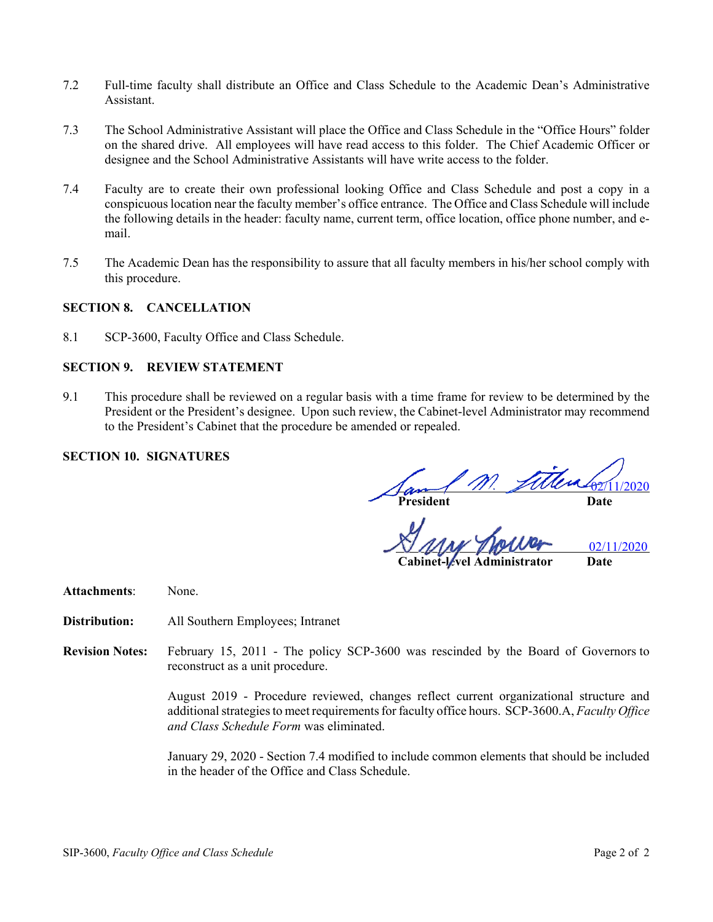7.2 Full-time faculty shall distribute an Office and Class Schedule to the Academic Dean's Administrative Assistant.

7.3 The School Administrative Assistant will place the Office and Class Schedule in the "Office Hours" folder on the shared drive. All employees will have read access to this folder. The Chief Academic Officer or designee and the School Administrative Assistants will have write access to the folder.

7.4 Faculty are to create their own professional looking Office and Class Schedule and post a copy in a conspicuous location near the faculty member's office entrance. The Office and Class Schedule will include the following details in the header: faculty name, current term, office location, office phone number, and e-mail.

7.5 The Academic Dean has the responsibility to assure that all faculty members in his/her school comply with this procedure.

## SECTION 8. CANCELLATION

8.1 SCP-3600, Faculty Office and Class Schedule.

## SECTION 9. REVIEW STATEMENT

9.1 This procedure shall be reviewed on a regular basis with a time frame for review to be determined by the President or the President's designee. Upon such review, the Cabinet-level Administrator may recommend to the President's Cabinet that the procedure be amended or repealed.

## SECTION 10. SIGNATURES

| | |
|---|---|
| President | Date: 02/11/2020 |
| Cabinet-level Administrator | Date: 02/11/2020 |

**Attachments**: None.

**Distribution:** All Southern Employees; Intranet

**Revision Notes:** February 15, 2011 - The policy SCP-3600 was rescinded by the Board of Governors to reconstruct as a unit procedure.

August 2019 - Procedure reviewed, changes reflect current organizational structure and additional strategies to meet requirements for faculty office hours. SCP-3600.A, *Faculty Office and Class Schedule Form* was eliminated.

January 29, 2020 - Section 7.4 modified to include common elements that should be included in the header of the Office and Class Schedule.